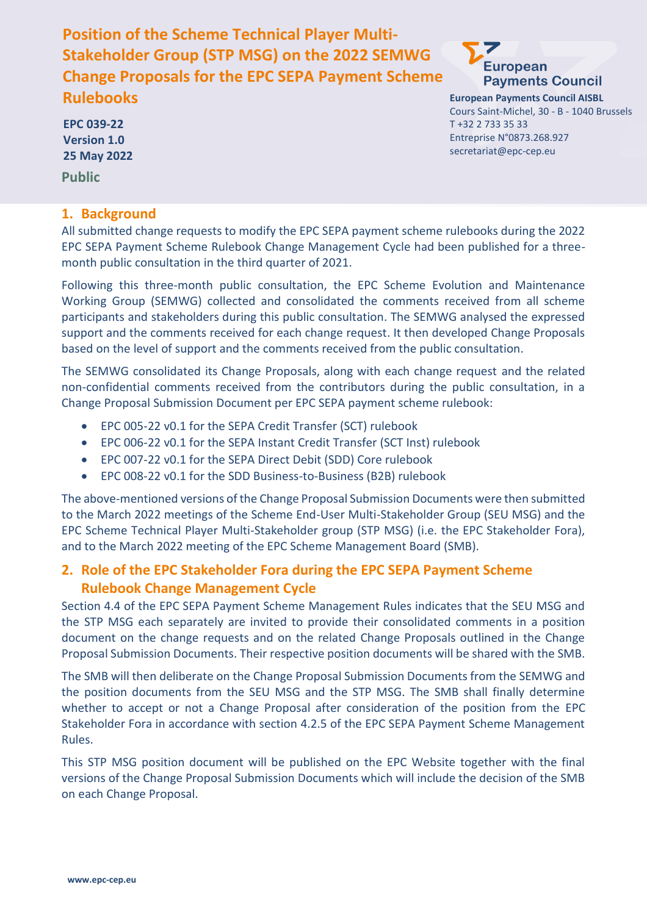# Position of the Scheme Technical Player Multi-Stakeholder Group (STP MSG) on the 2022 SEMWG Change Proposals for the EPC SEPA Payment Scheme Rulebooks

**EPC 039-22**
**Version 1.0**
**25 May 2022**

**Public**

**European Payments Council AISBL**
Cours Saint-Michel, 30 - B - 1040 Brussels
T +32 2 733 35 33
Entreprise N°0873.268.927
secretariat@epc-cep.eu

## 1. Background

All submitted change requests to modify the EPC SEPA payment scheme rulebooks during the 2022 EPC SEPA Payment Scheme Rulebook Change Management Cycle had been published for a three-month public consultation in the third quarter of 2021.

Following this three-month public consultation, the EPC Scheme Evolution and Maintenance Working Group (SEMWG) collected and consolidated the comments received from all scheme participants and stakeholders during this public consultation. The SEMWG analysed the expressed support and the comments received for each change request. It then developed Change Proposals based on the level of support and the comments received from the public consultation.

The SEMWG consolidated its Change Proposals, along with each change request and the related non-confidential comments received from the contributors during the public consultation, in a Change Proposal Submission Document per EPC SEPA payment scheme rulebook:

- EPC 005-22 v0.1 for the SEPA Credit Transfer (SCT) rulebook
- EPC 006-22 v0.1 for the SEPA Instant Credit Transfer (SCT Inst) rulebook
- EPC 007-22 v0.1 for the SEPA Direct Debit (SDD) Core rulebook
- EPC 008-22 v0.1 for the SDD Business-to-Business (B2B) rulebook

The above-mentioned versions of the Change Proposal Submission Documents were then submitted to the March 2022 meetings of the Scheme End-User Multi-Stakeholder Group (SEU MSG) and the EPC Scheme Technical Player Multi-Stakeholder group (STP MSG) (i.e. the EPC Stakeholder Fora), and to the March 2022 meeting of the EPC Scheme Management Board (SMB).

## 2. Role of the EPC Stakeholder Fora during the EPC SEPA Payment Scheme Rulebook Change Management Cycle

Section 4.4 of the EPC SEPA Payment Scheme Management Rules indicates that the SEU MSG and the STP MSG each separately are invited to provide their consolidated comments in a position document on the change requests and on the related Change Proposals outlined in the Change Proposal Submission Documents. Their respective position documents will be shared with the SMB.

The SMB will then deliberate on the Change Proposal Submission Documents from the SEMWG and the position documents from the SEU MSG and the STP MSG. The SMB shall finally determine whether to accept or not a Change Proposal after consideration of the position from the EPC Stakeholder Fora in accordance with section 4.2.5 of the EPC SEPA Payment Scheme Management Rules.

This STP MSG position document will be published on the EPC Website together with the final versions of the Change Proposal Submission Documents which will include the decision of the SMB on each Change Proposal.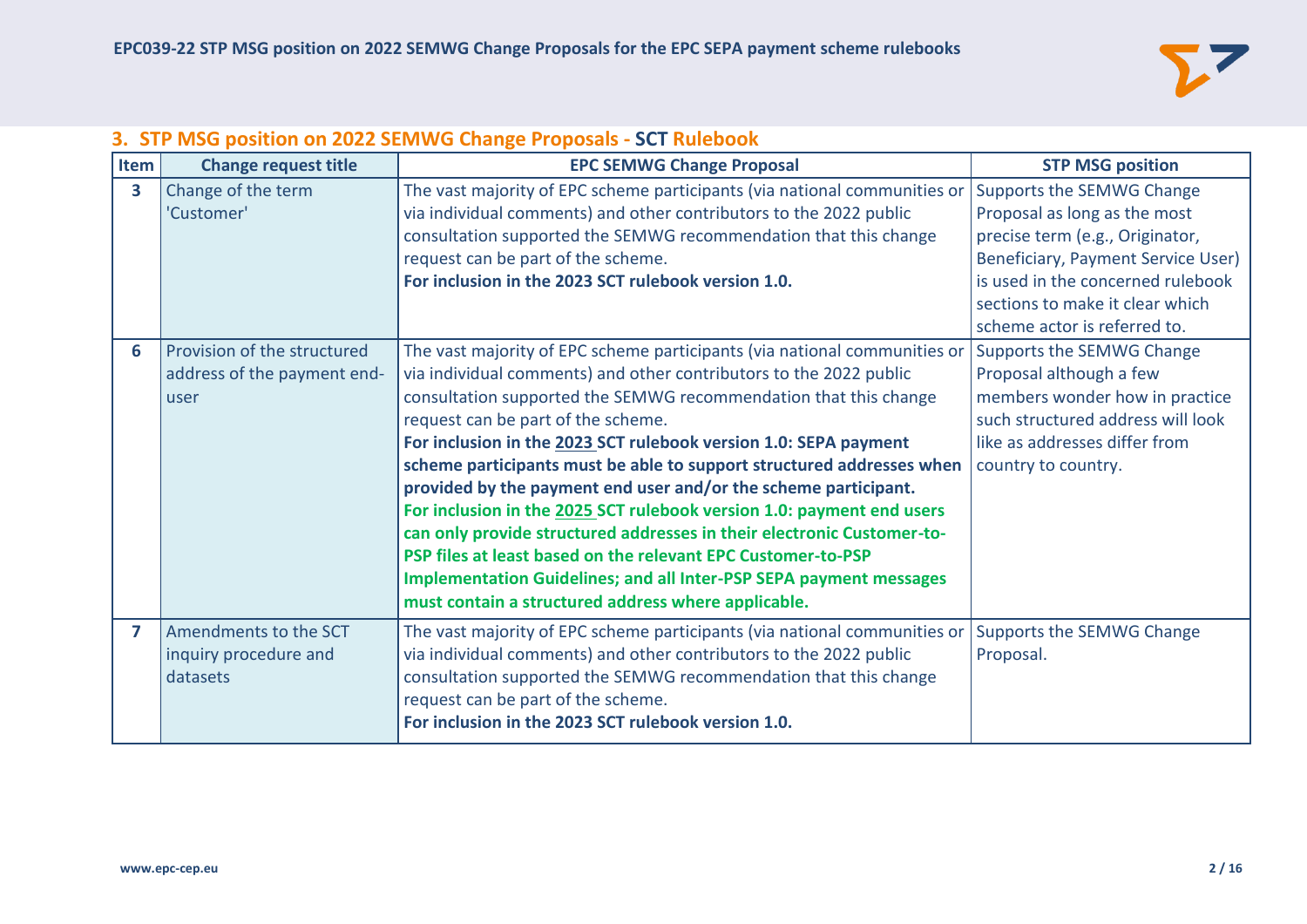## 3. STP MSG position on 2022 SEMWG Change Proposals - SCT Rulebook

| Item | Change request title | EPC SEMWG Change Proposal | STP MSG position |
|---|---|---|---|
| 3 | Change of the term 'Customer' | The vast majority of EPC scheme participants (via national communities or via individual comments) and other contributors to the 2022 public consultation supported the SEMWG recommendation that this change request can be part of the scheme. **For inclusion in the 2023 SCT rulebook version 1.0.** | Supports the SEMWG Change Proposal as long as the most precise term (e.g., Originator, Beneficiary, Payment Service User) is used in the concerned rulebook sections to make it clear which scheme actor is referred to. |
| 6 | Provision of the structured address of the payment end-user | The vast majority of EPC scheme participants (via national communities or via individual comments) and other contributors to the 2022 public consultation supported the SEMWG recommendation that this change request can be part of the scheme. **For inclusion in the 2023 SCT rulebook version 1.0: SEPA payment scheme participants must be able to support structured addresses when provided by the payment end user and/or the scheme participant.** **For inclusion in the 2025 SCT rulebook version 1.0: payment end users can only provide structured addresses in their electronic Customer-to-PSP files at least based on the relevant EPC Customer-to-PSP Implementation Guidelines; and all Inter-PSP SEPA payment messages must contain a structured address where applicable.** | Supports the SEMWG Change Proposal although a few members wonder how in practice such structured address will look like as addresses differ from country to country. |
| 7 | Amendments to the SCT inquiry procedure and datasets | The vast majority of EPC scheme participants (via national communities or via individual comments) and other contributors to the 2022 public consultation supported the SEMWG recommendation that this change request can be part of the scheme. **For inclusion in the 2023 SCT rulebook version 1.0.** | Supports the SEMWG Change Proposal. |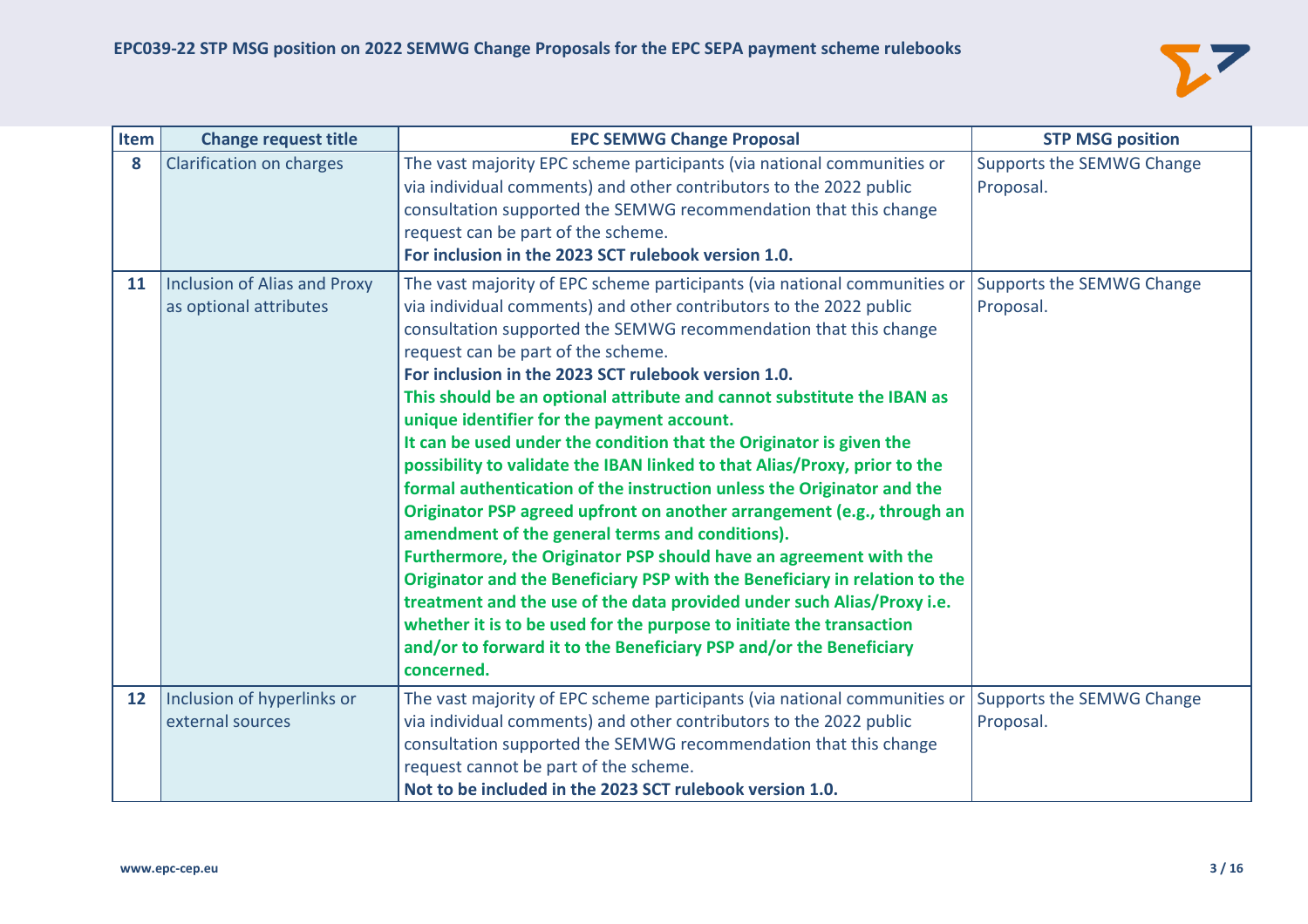| Item | Change request title | EPC SEMWG Change Proposal | STP MSG position |
|---|---|---|---|
| **8** | Clarification on charges | The vast majority EPC scheme participants (via national communities or via individual comments) and other contributors to the 2022 public consultation supported the SEMWG recommendation that this change request can be part of the scheme.<br>**For inclusion in the 2023 SCT rulebook version 1.0.** | Supports the SEMWG Change Proposal. |
| **11** | Inclusion of Alias and Proxy as optional attributes | The vast majority of EPC scheme participants (via national communities or via individual comments) and other contributors to the 2022 public consultation supported the SEMWG recommendation that this change request can be part of the scheme.<br>**For inclusion in the 2023 SCT rulebook version 1.0.**<br>**This should be an optional attribute and cannot substitute the IBAN as unique identifier for the payment account.**<br>**It can be used under the condition that the Originator is given the possibility to validate the IBAN linked to that Alias/Proxy, prior to the formal authentication of the instruction unless the Originator and the Originator PSP agreed upfront on another arrangement (e.g., through an amendment of the general terms and conditions).**<br>**Furthermore, the Originator PSP should have an agreement with the Originator and the Beneficiary PSP with the Beneficiary in relation to the treatment and the use of the data provided under such Alias/Proxy i.e. whether it is to be used for the purpose to initiate the transaction and/or to forward it to the Beneficiary PSP and/or the Beneficiary concerned.** | Supports the SEMWG Change Proposal. |
| **12** | Inclusion of hyperlinks or external sources | The vast majority of EPC scheme participants (via national communities or via individual comments) and other contributors to the 2022 public consultation supported the SEMWG recommendation that this change request cannot be part of the scheme.<br>**Not to be included in the 2023 SCT rulebook version 1.0.** | Supports the SEMWG Change Proposal. |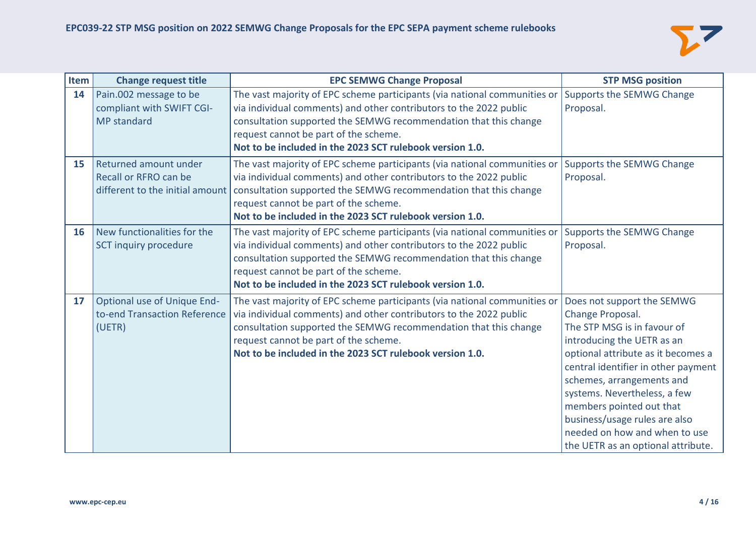| Item | Change request title | EPC SEMWG Change Proposal | STP MSG position |
|---|---|---|---|
| **14** | Pain.002 message to be compliant with SWIFT CGI-MP standard | The vast majority of EPC scheme participants (via national communities or via individual comments) and other contributors to the 2022 public consultation supported the SEMWG recommendation that this change request cannot be part of the scheme. **Not to be included in the 2023 SCT rulebook version 1.0.** | Supports the SEMWG Change Proposal. |
| **15** | Returned amount under Recall or RFRO can be different to the initial amount | The vast majority of EPC scheme participants (via national communities or via individual comments) and other contributors to the 2022 public consultation supported the SEMWG recommendation that this change request cannot be part of the scheme. **Not to be included in the 2023 SCT rulebook version 1.0.** | Supports the SEMWG Change Proposal. |
| **16** | New functionalities for the SCT inquiry procedure | The vast majority of EPC scheme participants (via national communities or via individual comments) and other contributors to the 2022 public consultation supported the SEMWG recommendation that this change request cannot be part of the scheme. **Not to be included in the 2023 SCT rulebook version 1.0.** | Supports the SEMWG Change Proposal. |
| **17** | Optional use of Unique End-to-end Transaction Reference (UETR) | The vast majority of EPC scheme participants (via national communities or via individual comments) and other contributors to the 2022 public consultation supported the SEMWG recommendation that this change request cannot be part of the scheme. **Not to be included in the 2023 SCT rulebook version 1.0.** | Does not support the SEMWG Change Proposal. The STP MSG is in favour of introducing the UETR as an optional attribute as it becomes a central identifier in other payment schemes, arrangements and systems. Nevertheless, a few members pointed out that business/usage rules are also needed on how and when to use the UETR as an optional attribute. |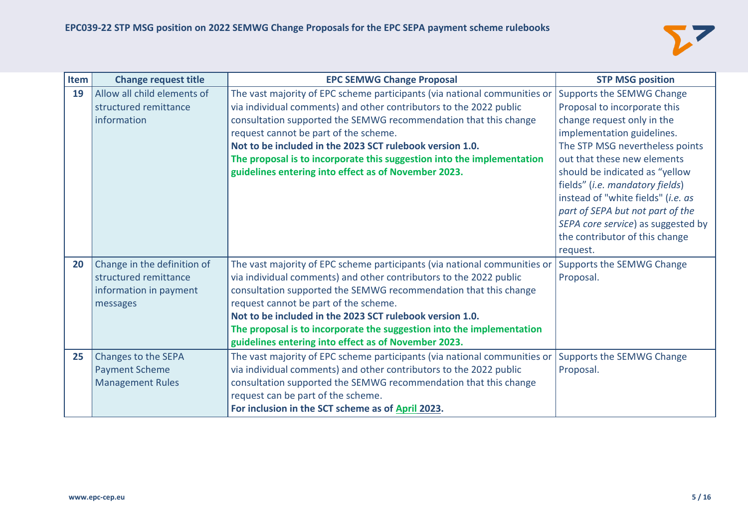| Item | Change request title | EPC SEMWG Change Proposal | STP MSG position |
|---|---|---|---|
| **19** | Allow all child elements of structured remittance information | The vast majority of EPC scheme participants (via national communities or via individual comments) and other contributors to the 2022 public consultation supported the SEMWG recommendation that this change request cannot be part of the scheme.<br>**Not to be included in the 2023 SCT rulebook version 1.0.**<br>**The proposal is to incorporate this suggestion into the implementation guidelines entering into effect as of November 2023.** | Supports the SEMWG Change Proposal to incorporate this change request only in the implementation guidelines.<br>The STP MSG nevertheless points out that these new elements should be indicated as "yellow fields" (*i.e. mandatory fields*) instead of "white fields" (*i.e. as part of SEPA but not part of the SEPA core service*) as suggested by the contributor of this change request. |
| **20** | Change in the definition of structured remittance information in payment messages | The vast majority of EPC scheme participants (via national communities or via individual comments) and other contributors to the 2022 public consultation supported the SEMWG recommendation that this change request cannot be part of the scheme.<br>**Not to be included in the 2023 SCT rulebook version 1.0.**<br>**The proposal is to incorporate the suggestion into the implementation guidelines entering into effect as of November 2023.** | Supports the SEMWG Change Proposal. |
| **25** | Changes to the SEPA Payment Scheme Management Rules | The vast majority of EPC scheme participants (via national communities or via individual comments) and other contributors to the 2022 public consultation supported the SEMWG recommendation that this change request can be part of the scheme.<br>**For inclusion in the SCT scheme as of April 2023.** | Supports the SEMWG Change Proposal. |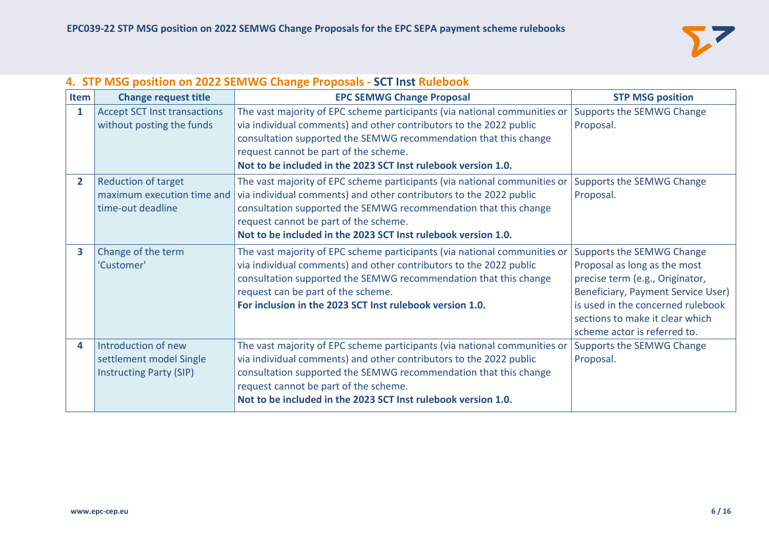## 4. STP MSG position on 2022 SEMWG Change Proposals - SCT Inst Rulebook

| Item | Change request title | EPC SEMWG Change Proposal | STP MSG position |
|---|---|---|---|
| 1 | Accept SCT Inst transactions without posting the funds | The vast majority of EPC scheme participants (via national communities or via individual comments) and other contributors to the 2022 public consultation supported the SEMWG recommendation that this change request cannot be part of the scheme. **Not to be included in the 2023 SCT Inst rulebook version 1.0.** | Supports the SEMWG Change Proposal. |
| 2 | Reduction of target maximum execution time and time-out deadline | The vast majority of EPC scheme participants (via national communities or via individual comments) and other contributors to the 2022 public consultation supported the SEMWG recommendation that this change request cannot be part of the scheme. **Not to be included in the 2023 SCT Inst rulebook version 1.0.** | Supports the SEMWG Change Proposal. |
| 3 | Change of the term 'Customer' | The vast majority of EPC scheme participants (via national communities or via individual comments) and other contributors to the 2022 public consultation supported the SEMWG recommendation that this change request can be part of the scheme. **For inclusion in the 2023 SCT Inst rulebook version 1.0.** | Supports the SEMWG Change Proposal as long as the most precise term (e.g., Originator, Beneficiary, Payment Service User) is used in the concerned rulebook sections to make it clear which scheme actor is referred to. |
| 4 | Introduction of new settlement model Single Instructing Party (SIP) | The vast majority of EPC scheme participants (via national communities or via individual comments) and other contributors to the 2022 public consultation supported the SEMWG recommendation that this change request cannot be part of the scheme. **Not to be included in the 2023 SCT Inst rulebook version 1.0.** | Supports the SEMWG Change Proposal. |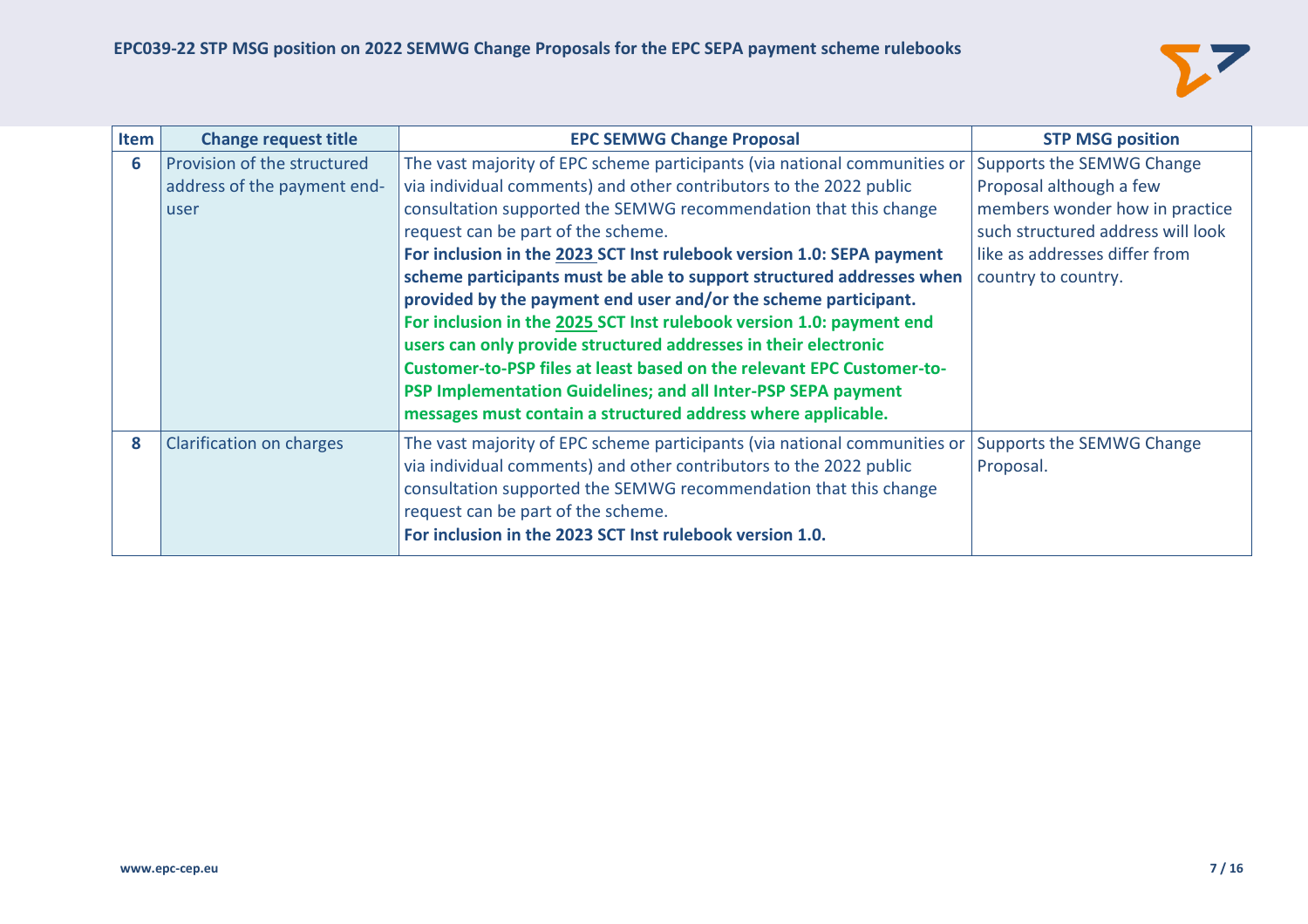| Item | Change request title | EPC SEMWG Change Proposal | STP MSG position |
|---|---|---|---|
| **6** | Provision of the structured address of the payment end-user | The vast majority of EPC scheme participants (via national communities or via individual comments) and other contributors to the 2022 public consultation supported the SEMWG recommendation that this change request can be part of the scheme. **For inclusion in the 2023 SCT Inst rulebook version 1.0: SEPA payment scheme participants must be able to support structured addresses when provided by the payment end user and/or the scheme participant.** **For inclusion in the 2025 SCT Inst rulebook version 1.0: payment end users can only provide structured addresses in their electronic Customer-to-PSP files at least based on the relevant EPC Customer-to-PSP Implementation Guidelines; and all Inter-PSP SEPA payment messages must contain a structured address where applicable.** | Supports the SEMWG Change Proposal although a few members wonder how in practice such structured address will look like as addresses differ from country to country. |
| **8** | Clarification on charges | The vast majority of EPC scheme participants (via national communities or via individual comments) and other contributors to the 2022 public consultation supported the SEMWG recommendation that this change request can be part of the scheme. **For inclusion in the 2023 SCT Inst rulebook version 1.0.** | Supports the SEMWG Change Proposal. |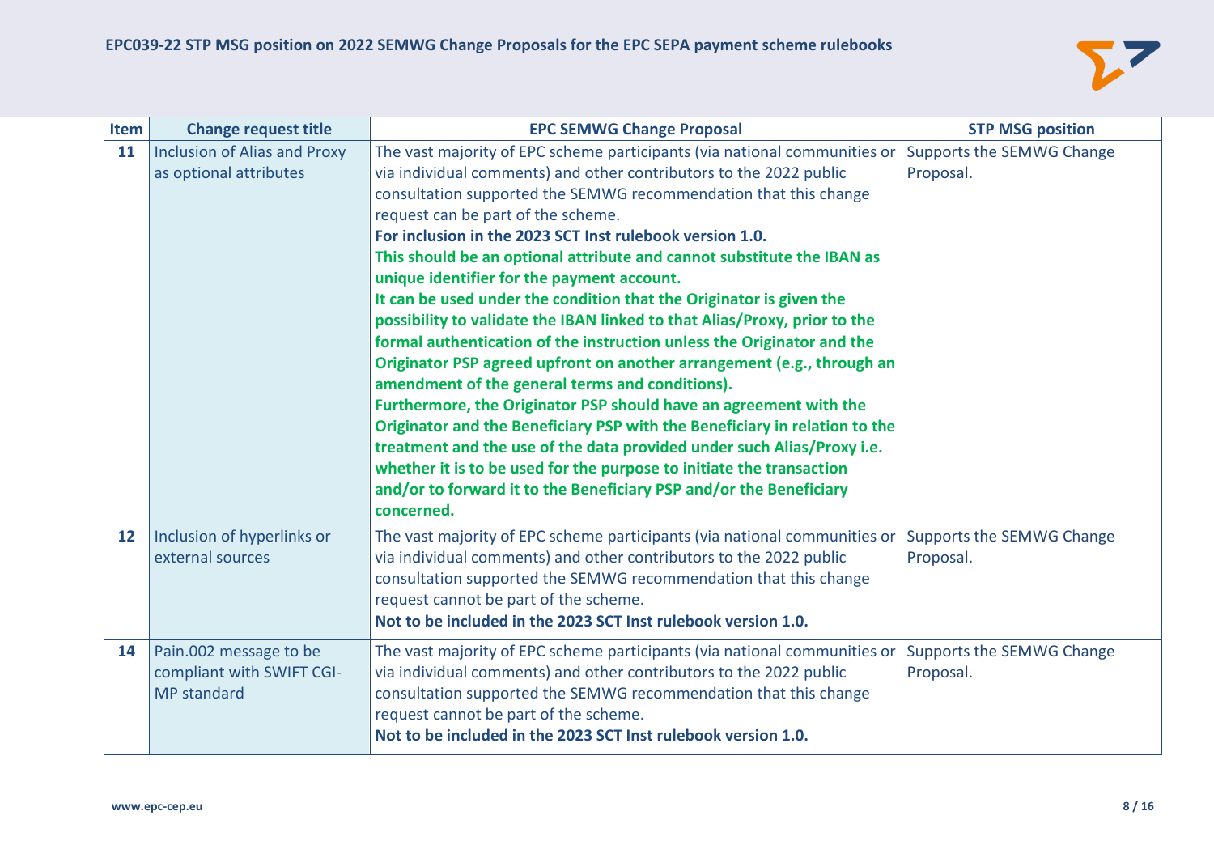| Item | Change request title | EPC SEMWG Change Proposal | STP MSG position |
|---|---|---|---|
| **11** | Inclusion of Alias and Proxy as optional attributes | The vast majority of EPC scheme participants (via national communities or via individual comments) and other contributors to the 2022 public consultation supported the SEMWG recommendation that this change request can be part of the scheme.<br>**For inclusion in the 2023 SCT Inst rulebook version 1.0.**<br>**This should be an optional attribute and cannot substitute the IBAN as unique identifier for the payment account.**<br>**It can be used under the condition that the Originator is given the possibility to validate the IBAN linked to that Alias/Proxy, prior to the formal authentication of the instruction unless the Originator and the Originator PSP agreed upfront on another arrangement (e.g., through an amendment of the general terms and conditions).**<br>**Furthermore, the Originator PSP should have an agreement with the Originator and the Beneficiary PSP with the Beneficiary in relation to the treatment and the use of the data provided under such Alias/Proxy i.e. whether it is to be used for the purpose to initiate the transaction and/or to forward it to the Beneficiary PSP and/or the Beneficiary concerned.** | Supports the SEMWG Change Proposal. |
| **12** | Inclusion of hyperlinks or external sources | The vast majority of EPC scheme participants (via national communities or via individual comments) and other contributors to the 2022 public consultation supported the SEMWG recommendation that this change request cannot be part of the scheme.<br>**Not to be included in the 2023 SCT Inst rulebook version 1.0.** | Supports the SEMWG Change Proposal. |
| **14** | Pain.002 message to be compliant with SWIFT CGI-MP standard | The vast majority of EPC scheme participants (via national communities or via individual comments) and other contributors to the 2022 public consultation supported the SEMWG recommendation that this change request cannot be part of the scheme.<br>**Not to be included in the 2023 SCT Inst rulebook version 1.0.** | Supports the SEMWG Change Proposal. |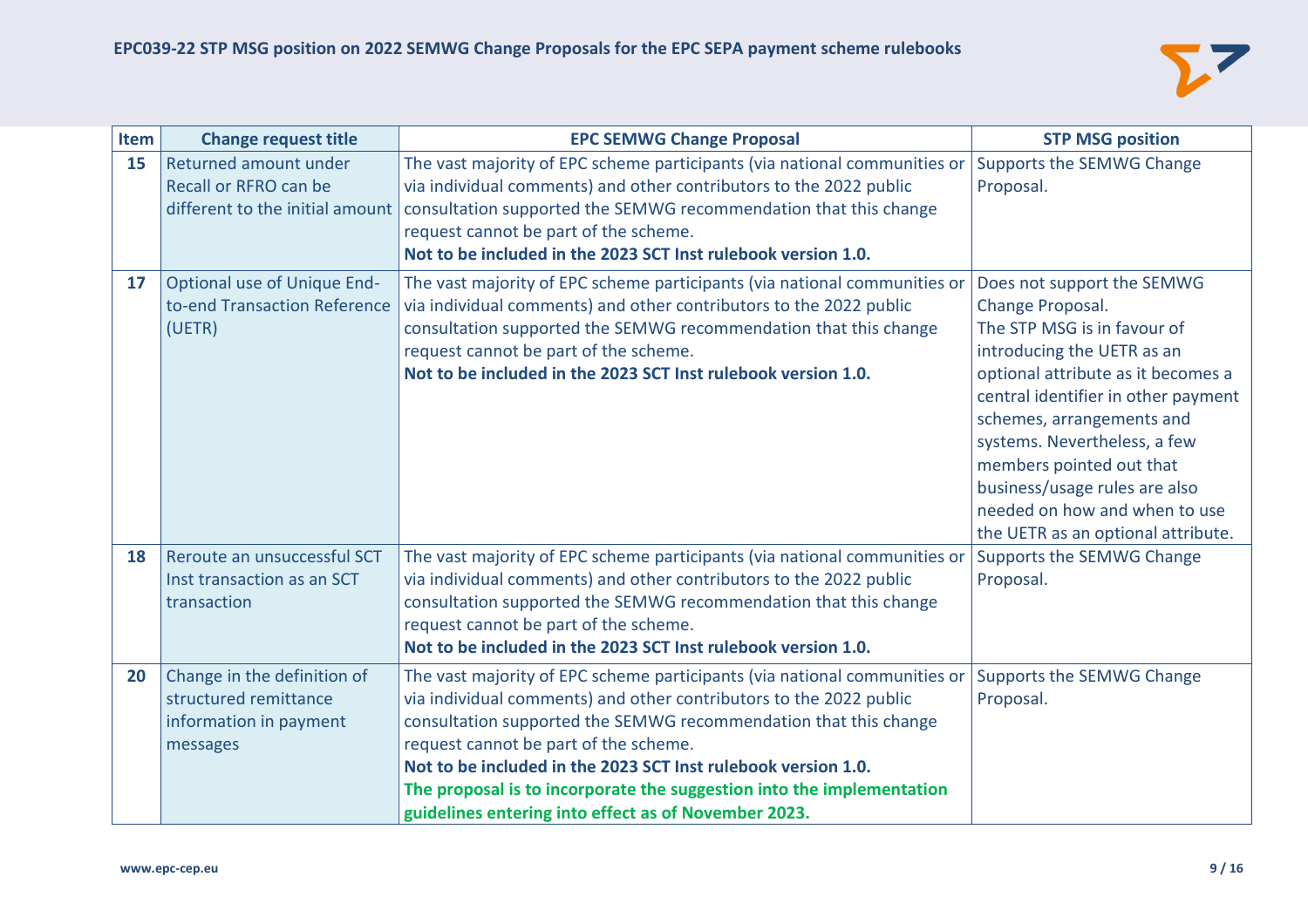| Item | Change request title | EPC SEMWG Change Proposal | STP MSG position |
|---|---|---|---|
| **15** | Returned amount under Recall or RFRO can be different to the initial amount | The vast majority of EPC scheme participants (via national communities or via individual comments) and other contributors to the 2022 public consultation supported the SEMWG recommendation that this change request cannot be part of the scheme.<br>**Not to be included in the 2023 SCT Inst rulebook version 1.0.** | Supports the SEMWG Change Proposal. |
| **17** | Optional use of Unique End-to-end Transaction Reference (UETR) | The vast majority of EPC scheme participants (via national communities or via individual comments) and other contributors to the 2022 public consultation supported the SEMWG recommendation that this change request cannot be part of the scheme.<br>**Not to be included in the 2023 SCT Inst rulebook version 1.0.** | Does not support the SEMWG Change Proposal.<br>The STP MSG is in favour of introducing the UETR as an optional attribute as it becomes a central identifier in other payment schemes, arrangements and systems. Nevertheless, a few members pointed out that business/usage rules are also needed on how and when to use the UETR as an optional attribute. |
| **18** | Reroute an unsuccessful SCT Inst transaction as an SCT transaction | The vast majority of EPC scheme participants (via national communities or via individual comments) and other contributors to the 2022 public consultation supported the SEMWG recommendation that this change request cannot be part of the scheme.<br>**Not to be included in the 2023 SCT Inst rulebook version 1.0.** | Supports the SEMWG Change Proposal. |
| **20** | Change in the definition of structured remittance information in payment messages | The vast majority of EPC scheme participants (via national communities or via individual comments) and other contributors to the 2022 public consultation supported the SEMWG recommendation that this change request cannot be part of the scheme.<br>**Not to be included in the 2023 SCT Inst rulebook version 1.0.**<br>**The proposal is to incorporate the suggestion into the implementation guidelines entering into effect as of November 2023.** | Supports the SEMWG Change Proposal. |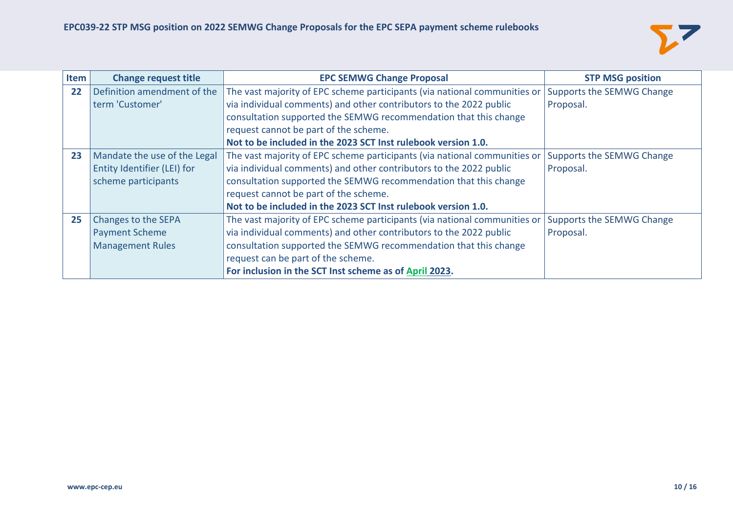| Item | Change request title | EPC SEMWG Change Proposal | STP MSG position |
|---|---|---|---|
| **22** | Definition amendment of the term 'Customer' | The vast majority of EPC scheme participants (via national communities or via individual comments) and other contributors to the 2022 public consultation supported the SEMWG recommendation that this change request cannot be part of the scheme. **Not to be included in the 2023 SCT Inst rulebook version 1.0.** | Supports the SEMWG Change Proposal. |
| **23** | Mandate the use of the Legal Entity Identifier (LEI) for scheme participants | The vast majority of EPC scheme participants (via national communities or via individual comments) and other contributors to the 2022 public consultation supported the SEMWG recommendation that this change request cannot be part of the scheme. **Not to be included in the 2023 SCT Inst rulebook version 1.0.** | Supports the SEMWG Change Proposal. |
| **25** | Changes to the SEPA Payment Scheme Management Rules | The vast majority of EPC scheme participants (via national communities or via individual comments) and other contributors to the 2022 public consultation supported the SEMWG recommendation that this change request can be part of the scheme. **For inclusion in the SCT Inst scheme as of April 2023.** | Supports the SEMWG Change Proposal. |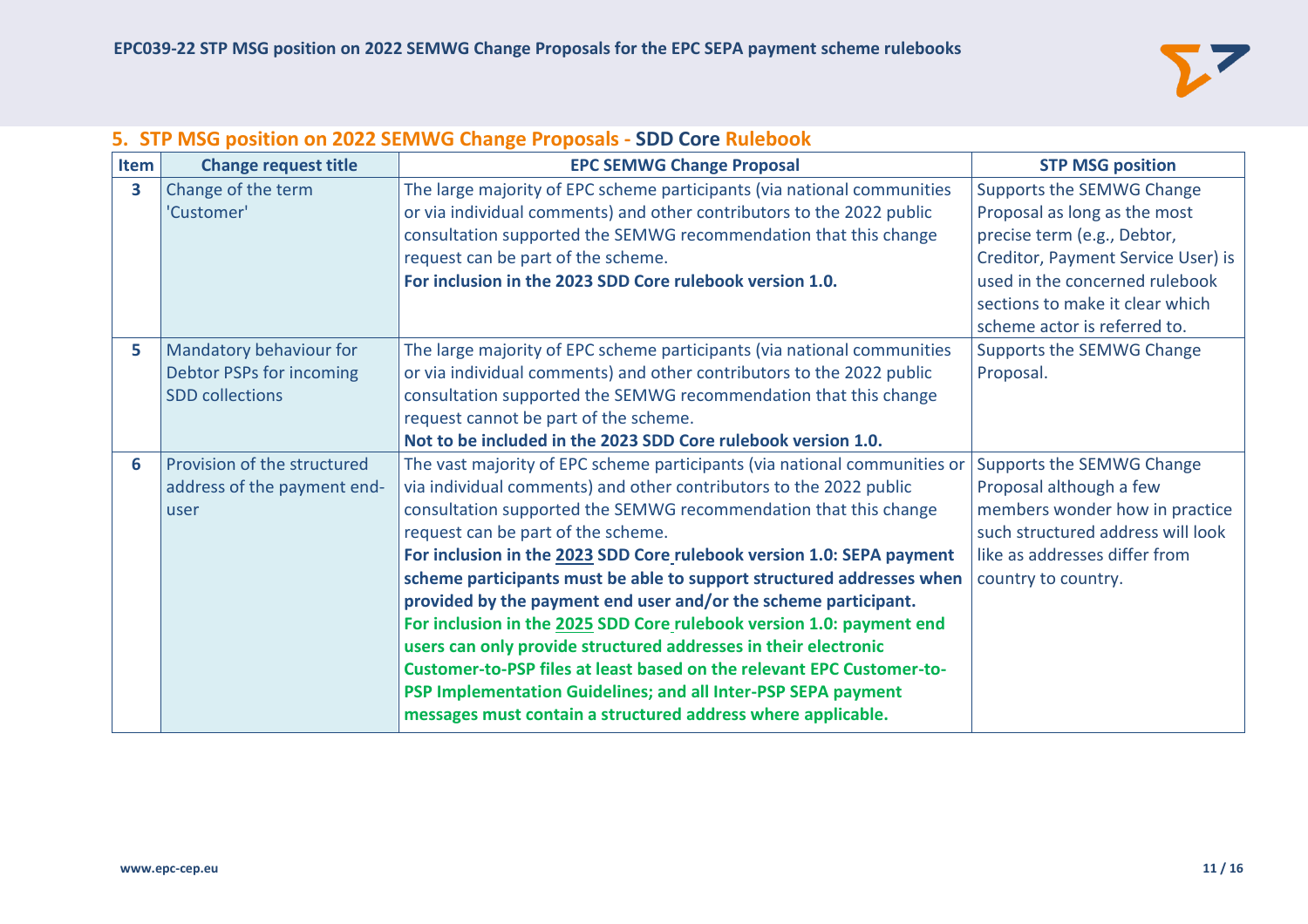## 5. STP MSG position on 2022 SEMWG Change Proposals - SDD Core Rulebook

| Item | Change request title | EPC SEMWG Change Proposal | STP MSG position |
| --- | --- | --- | --- |
| 3 | Change of the term 'Customer' | The large majority of EPC scheme participants (via national communities or via individual comments) and other contributors to the 2022 public consultation supported the SEMWG recommendation that this change request can be part of the scheme. **For inclusion in the 2023 SDD Core rulebook version 1.0.** | Supports the SEMWG Change Proposal as long as the most precise term (e.g., Debtor, Creditor, Payment Service User) is used in the concerned rulebook sections to make it clear which scheme actor is referred to. |
| 5 | Mandatory behaviour for Debtor PSPs for incoming SDD collections | The large majority of EPC scheme participants (via national communities or via individual comments) and other contributors to the 2022 public consultation supported the SEMWG recommendation that this change request cannot be part of the scheme. **Not to be included in the 2023 SDD Core rulebook version 1.0.** | Supports the SEMWG Change Proposal. |
| 6 | Provision of the structured address of the payment end-user | The vast majority of EPC scheme participants (via national communities or via individual comments) and other contributors to the 2022 public consultation supported the SEMWG recommendation that this change request can be part of the scheme. **For inclusion in the 2023 SDD Core rulebook version 1.0: SEPA payment scheme participants must be able to support structured addresses when provided by the payment end user and/or the scheme participant.** **For inclusion in the 2025 SDD Core rulebook version 1.0: payment end users can only provide structured addresses in their electronic Customer-to-PSP files at least based on the relevant EPC Customer-to-PSP Implementation Guidelines; and all Inter-PSP SEPA payment messages must contain a structured address where applicable.** | Supports the SEMWG Change Proposal although a few members wonder how in practice such structured address will look like as addresses differ from country to country. |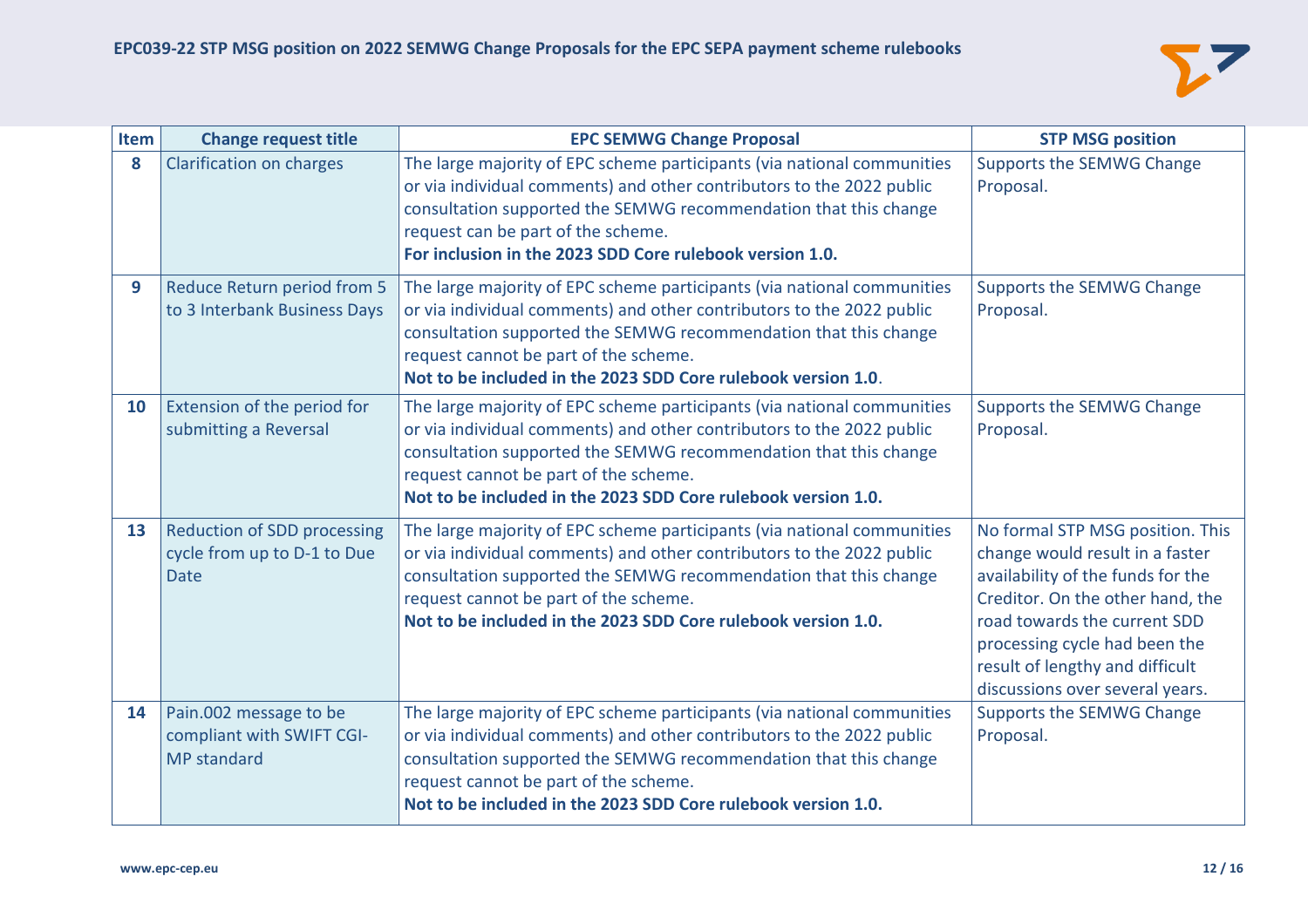| Item | Change request title | EPC SEMWG Change Proposal | STP MSG position |
|---|---|---|---|
| **8** | Clarification on charges | The large majority of EPC scheme participants (via national communities or via individual comments) and other contributors to the 2022 public consultation supported the SEMWG recommendation that this change request can be part of the scheme. **For inclusion in the 2023 SDD Core rulebook version 1.0.** | Supports the SEMWG Change Proposal. |
| **9** | Reduce Return period from 5 to 3 Interbank Business Days | The large majority of EPC scheme participants (via national communities or via individual comments) and other contributors to the 2022 public consultation supported the SEMWG recommendation that this change request cannot be part of the scheme. **Not to be included in the 2023 SDD Core rulebook version 1.0**. | Supports the SEMWG Change Proposal. |
| **10** | Extension of the period for submitting a Reversal | The large majority of EPC scheme participants (via national communities or via individual comments) and other contributors to the 2022 public consultation supported the SEMWG recommendation that this change request cannot be part of the scheme. **Not to be included in the 2023 SDD Core rulebook version 1.0.** | Supports the SEMWG Change Proposal. |
| **13** | Reduction of SDD processing cycle from up to D-1 to Due Date | The large majority of EPC scheme participants (via national communities or via individual comments) and other contributors to the 2022 public consultation supported the SEMWG recommendation that this change request cannot be part of the scheme. **Not to be included in the 2023 SDD Core rulebook version 1.0.** | No formal STP MSG position. This change would result in a faster availability of the funds for the Creditor. On the other hand, the road towards the current SDD processing cycle had been the result of lengthy and difficult discussions over several years. |
| **14** | Pain.002 message to be compliant with SWIFT CGI-MP standard | The large majority of EPC scheme participants (via national communities or via individual comments) and other contributors to the 2022 public consultation supported the SEMWG recommendation that this change request cannot be part of the scheme. **Not to be included in the 2023 SDD Core rulebook version 1.0.** | Supports the SEMWG Change Proposal. |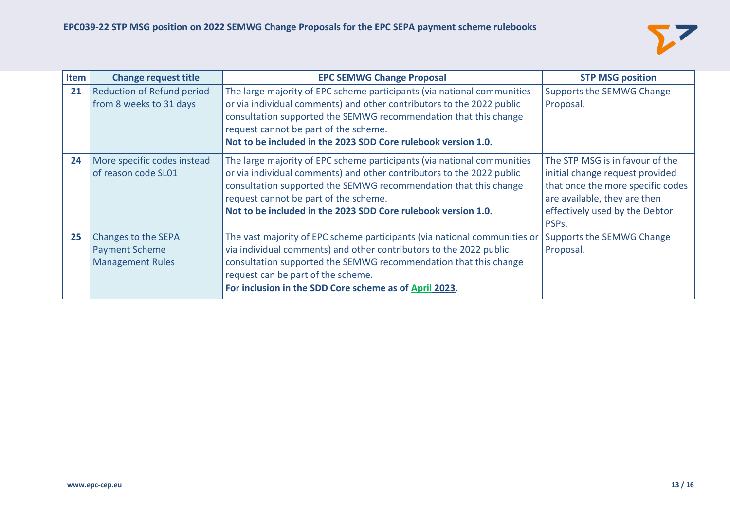| Item | Change request title | EPC SEMWG Change Proposal | STP MSG position |
|---|---|---|---|
| **21** | Reduction of Refund period from 8 weeks to 31 days | The large majority of EPC scheme participants (via national communities or via individual comments) and other contributors to the 2022 public consultation supported the SEMWG recommendation that this change request cannot be part of the scheme.<br>**Not to be included in the 2023 SDD Core rulebook version 1.0.** | Supports the SEMWG Change Proposal. |
| **24** | More specific codes instead of reason code SL01 | The large majority of EPC scheme participants (via national communities or via individual comments) and other contributors to the 2022 public consultation supported the SEMWG recommendation that this change request cannot be part of the scheme.<br>**Not to be included in the 2023 SDD Core rulebook version 1.0.** | The STP MSG is in favour of the initial change request provided that once the more specific codes are available, they are then effectively used by the Debtor PSPs. |
| **25** | Changes to the SEPA Payment Scheme Management Rules | The vast majority of EPC scheme participants (via national communities or via individual comments) and other contributors to the 2022 public consultation supported the SEMWG recommendation that this change request can be part of the scheme.<br>**For inclusion in the SDD Core scheme as of April 2023.** | Supports the SEMWG Change Proposal. |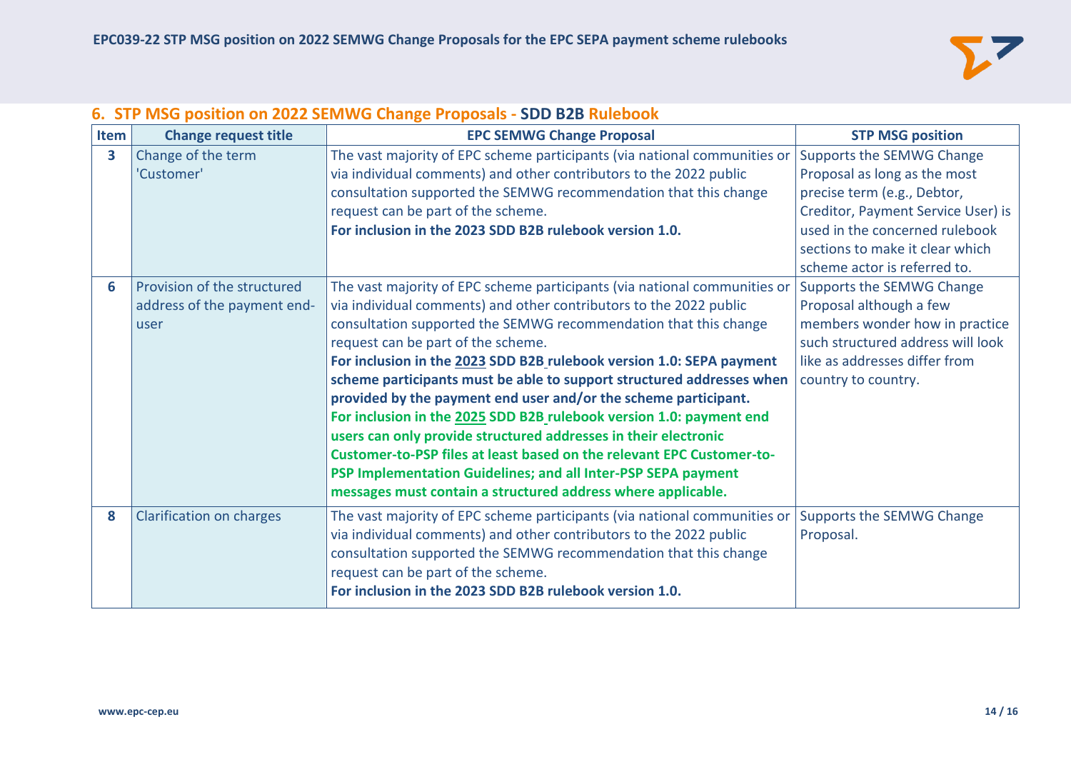## 6. STP MSG position on 2022 SEMWG Change Proposals - SDD B2B Rulebook

| Item | Change request title | EPC SEMWG Change Proposal | STP MSG position |
|---|---|---|---|
| 3 | Change of the term 'Customer' | The vast majority of EPC scheme participants (via national communities or via individual comments) and other contributors to the 2022 public consultation supported the SEMWG recommendation that this change request can be part of the scheme. **For inclusion in the 2023 SDD B2B rulebook version 1.0.** | Supports the SEMWG Change Proposal as long as the most precise term (e.g., Debtor, Creditor, Payment Service User) is used in the concerned rulebook sections to make it clear which scheme actor is referred to. |
| 6 | Provision of the structured address of the payment end-user | The vast majority of EPC scheme participants (via national communities or via individual comments) and other contributors to the 2022 public consultation supported the SEMWG recommendation that this change request can be part of the scheme. **For inclusion in the 2023 SDD B2B rulebook version 1.0: SEPA payment scheme participants must be able to support structured addresses when provided by the payment end user and/or the scheme participant.** **For inclusion in the 2025 SDD B2B rulebook version 1.0: payment end users can only provide structured addresses in their electronic Customer-to-PSP files at least based on the relevant EPC Customer-to-PSP Implementation Guidelines; and all Inter-PSP SEPA payment messages must contain a structured address where applicable.** | Supports the SEMWG Change Proposal although a few members wonder how in practice such structured address will look like as addresses differ from country to country. |
| 8 | Clarification on charges | The vast majority of EPC scheme participants (via national communities or via individual comments) and other contributors to the 2022 public consultation supported the SEMWG recommendation that this change request can be part of the scheme. **For inclusion in the 2023 SDD B2B rulebook version 1.0.** | Supports the SEMWG Change Proposal. |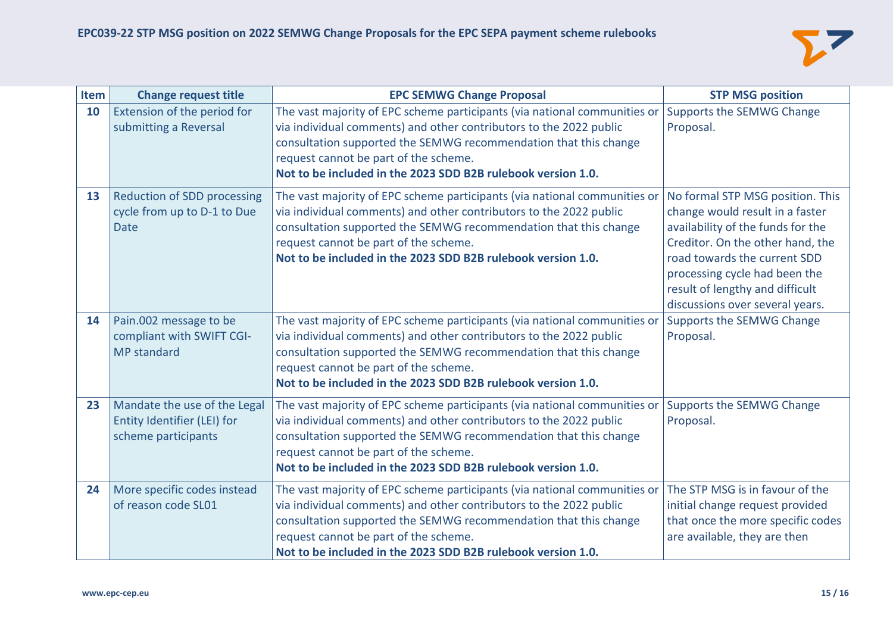| Item | Change request title | EPC SEMWG Change Proposal | STP MSG position |
|---|---|---|---|
| 10 | Extension of the period for submitting a Reversal | The vast majority of EPC scheme participants (via national communities or via individual comments) and other contributors to the 2022 public consultation supported the SEMWG recommendation that this change request cannot be part of the scheme. **Not to be included in the 2023 SDD B2B rulebook version 1.0.** | Supports the SEMWG Change Proposal. |
| 13 | Reduction of SDD processing cycle from up to D-1 to Due Date | The vast majority of EPC scheme participants (via national communities or via individual comments) and other contributors to the 2022 public consultation supported the SEMWG recommendation that this change request cannot be part of the scheme. **Not to be included in the 2023 SDD B2B rulebook version 1.0.** | No formal STP MSG position. This change would result in a faster availability of the funds for the Creditor. On the other hand, the road towards the current SDD processing cycle had been the result of lengthy and difficult discussions over several years. |
| 14 | Pain.002 message to be compliant with SWIFT CGI-MP standard | The vast majority of EPC scheme participants (via national communities or via individual comments) and other contributors to the 2022 public consultation supported the SEMWG recommendation that this change request cannot be part of the scheme. **Not to be included in the 2023 SDD B2B rulebook version 1.0.** | Supports the SEMWG Change Proposal. |
| 23 | Mandate the use of the Legal Entity Identifier (LEI) for scheme participants | The vast majority of EPC scheme participants (via national communities or via individual comments) and other contributors to the 2022 public consultation supported the SEMWG recommendation that this change request cannot be part of the scheme. **Not to be included in the 2023 SDD B2B rulebook version 1.0.** | Supports the SEMWG Change Proposal. |
| 24 | More specific codes instead of reason code SL01 | The vast majority of EPC scheme participants (via national communities or via individual comments) and other contributors to the 2022 public consultation supported the SEMWG recommendation that this change request cannot be part of the scheme. **Not to be included in the 2023 SDD B2B rulebook version 1.0.** | The STP MSG is in favour of the initial change request provided that once the more specific codes are available, they are then |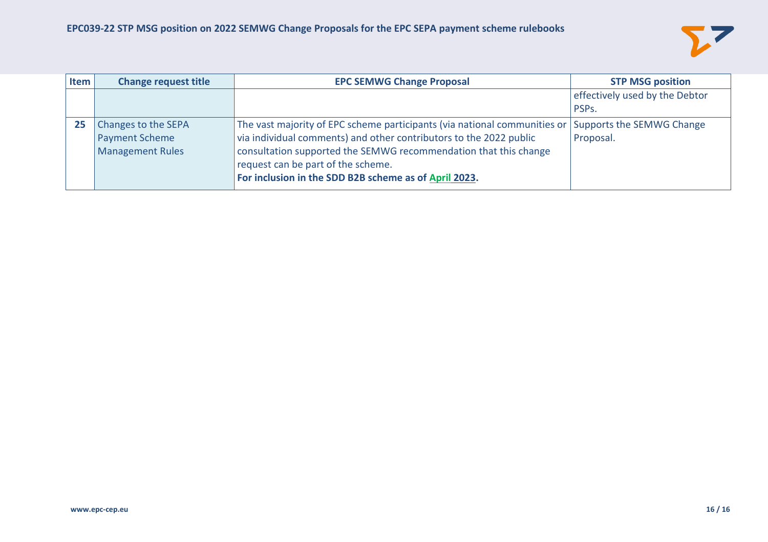| Item | Change request title | EPC SEMWG Change Proposal | STP MSG position |
|---|---|---|---|
| | | | effectively used by the Debtor PSPs. |
| **25** | Changes to the SEPA Payment Scheme Management Rules | The vast majority of EPC scheme participants (via national communities or via individual comments) and other contributors to the 2022 public consultation supported the SEMWG recommendation that this change request can be part of the scheme.<br>**For inclusion in the SDD B2B scheme as of April 2023.** | Supports the SEMWG Change Proposal. |